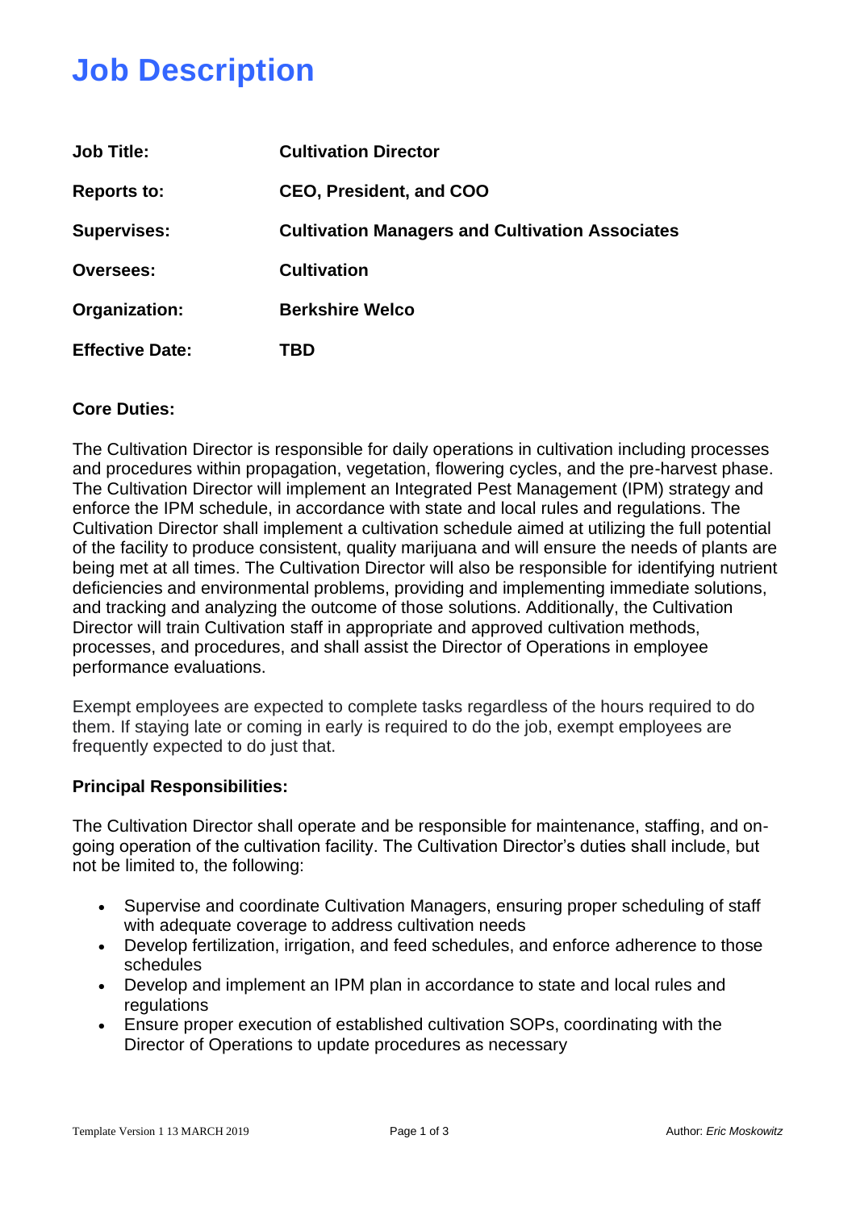# Job Description

| | |
|---|---|
| **Job Title:** | **Cultivation Director** |
| **Reports to:** | **CEO, President, and COO** |
| **Supervises:** | **Cultivation Managers and Cultivation Associates** |
| **Oversees:** | **Cultivation** |
| **Organization:** | **Berkshire Welco** |
| **Effective Date:** | **TBD** |

**Core Duties:**

The Cultivation Director is responsible for daily operations in cultivation including processes and procedures within propagation, vegetation, flowering cycles, and the pre-harvest phase. The Cultivation Director will implement an Integrated Pest Management (IPM) strategy and enforce the IPM schedule, in accordance with state and local rules and regulations. The Cultivation Director shall implement a cultivation schedule aimed at utilizing the full potential of the facility to produce consistent, quality marijuana and will ensure the needs of plants are being met at all times. The Cultivation Director will also be responsible for identifying nutrient deficiencies and environmental problems, providing and implementing immediate solutions, and tracking and analyzing the outcome of those solutions. Additionally, the Cultivation Director will train Cultivation staff in appropriate and approved cultivation methods, processes, and procedures, and shall assist the Director of Operations in employee performance evaluations.

Exempt employees are expected to complete tasks regardless of the hours required to do them. If staying late or coming in early is required to do the job, exempt employees are frequently expected to do just that.

**Principal Responsibilities:**

The Cultivation Director shall operate and be responsible for maintenance, staffing, and on-going operation of the cultivation facility. The Cultivation Director's duties shall include, but not be limited to, the following:

- Supervise and coordinate Cultivation Managers, ensuring proper scheduling of staff with adequate coverage to address cultivation needs
- Develop fertilization, irrigation, and feed schedules, and enforce adherence to those schedules
- Develop and implement an IPM plan in accordance to state and local rules and regulations
- Ensure proper execution of established cultivation SOPs, coordinating with the Director of Operations to update procedures as necessary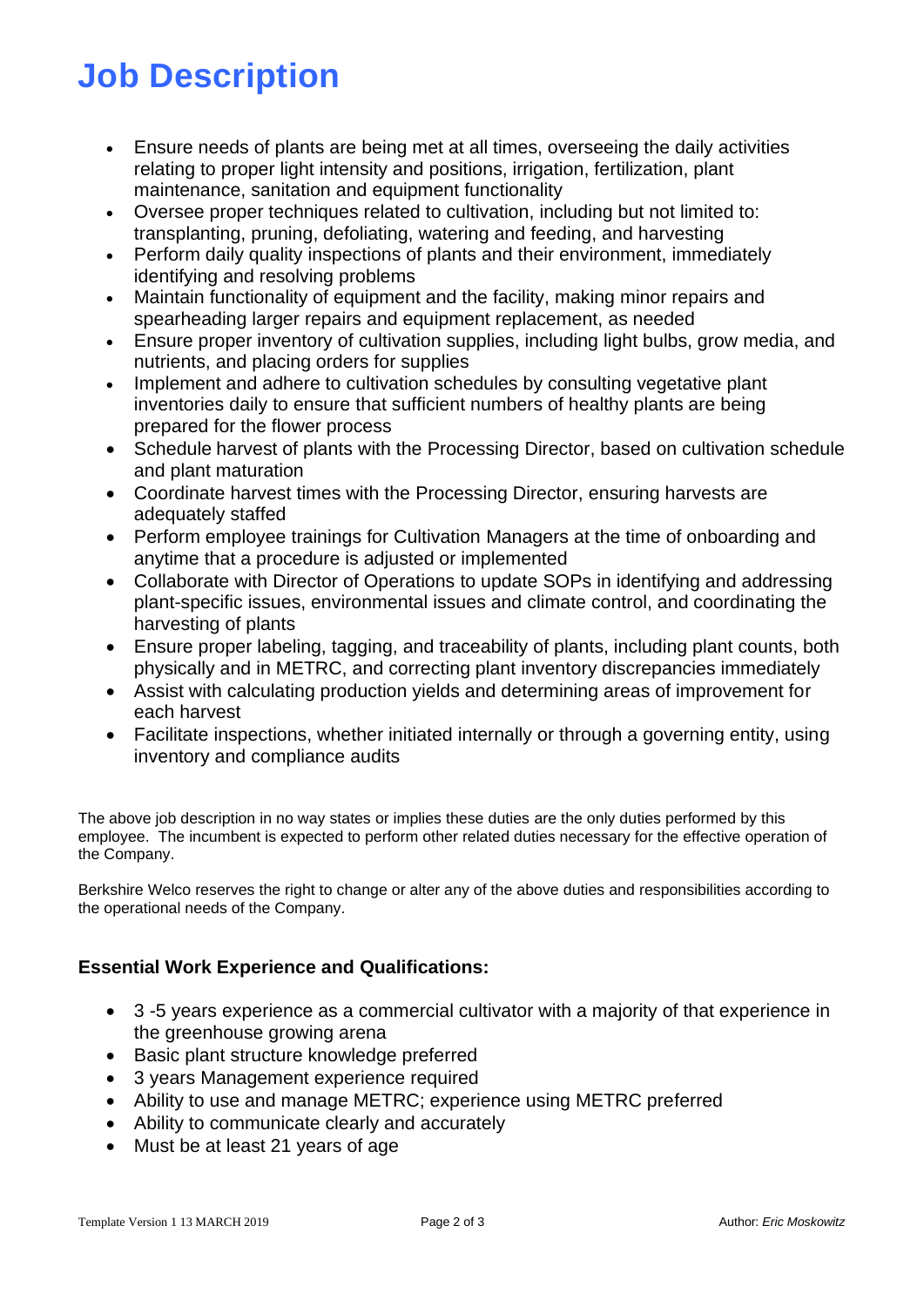# Job Description

- Ensure needs of plants are being met at all times, overseeing the daily activities relating to proper light intensity and positions, irrigation, fertilization, plant maintenance, sanitation and equipment functionality
- Oversee proper techniques related to cultivation, including but not limited to: transplanting, pruning, defoliating, watering and feeding, and harvesting
- Perform daily quality inspections of plants and their environment, immediately identifying and resolving problems
- Maintain functionality of equipment and the facility, making minor repairs and spearheading larger repairs and equipment replacement, as needed
- Ensure proper inventory of cultivation supplies, including light bulbs, grow media, and nutrients, and placing orders for supplies
- Implement and adhere to cultivation schedules by consulting vegetative plant inventories daily to ensure that sufficient numbers of healthy plants are being prepared for the flower process
- Schedule harvest of plants with the Processing Director, based on cultivation schedule and plant maturation
- Coordinate harvest times with the Processing Director, ensuring harvests are adequately staffed
- Perform employee trainings for Cultivation Managers at the time of onboarding and anytime that a procedure is adjusted or implemented
- Collaborate with Director of Operations to update SOPs in identifying and addressing plant-specific issues, environmental issues and climate control, and coordinating the harvesting of plants
- Ensure proper labeling, tagging, and traceability of plants, including plant counts, both physically and in METRC, and correcting plant inventory discrepancies immediately
- Assist with calculating production yields and determining areas of improvement for each harvest
- Facilitate inspections, whether initiated internally or through a governing entity, using inventory and compliance audits

The above job description in no way states or implies these duties are the only duties performed by this employee. The incumbent is expected to perform other related duties necessary for the effective operation of the Company.

Berkshire Welco reserves the right to change or alter any of the above duties and responsibilities according to the operational needs of the Company.

### Essential Work Experience and Qualifications:

- 3 -5 years experience as a commercial cultivator with a majority of that experience in the greenhouse growing arena
- Basic plant structure knowledge preferred
- 3 years Management experience required
- Ability to use and manage METRC; experience using METRC preferred
- Ability to communicate clearly and accurately
- Must be at least 21 years of age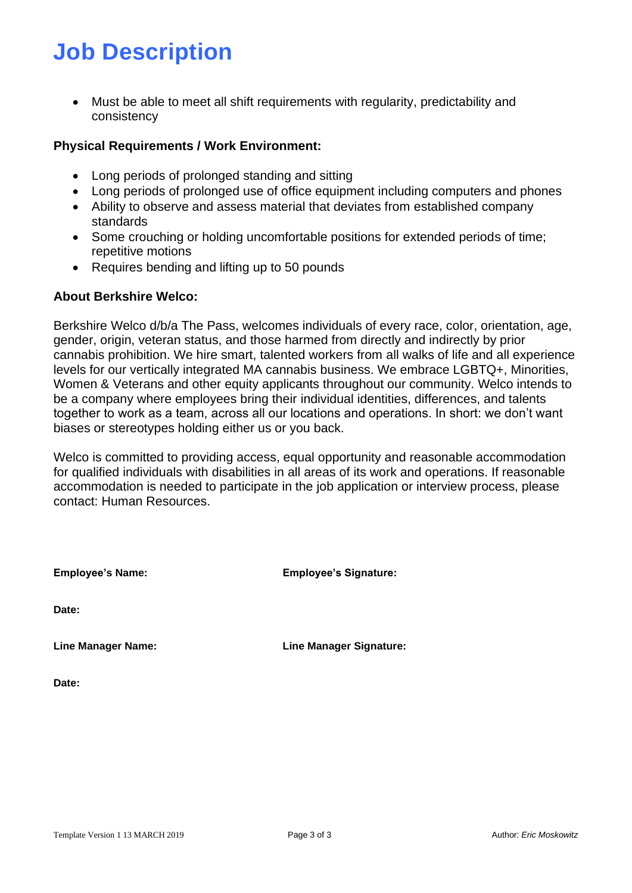# Job Description

- Must be able to meet all shift requirements with regularity, predictability and consistency

**Physical Requirements / Work Environment:**

- Long periods of prolonged standing and sitting
- Long periods of prolonged use of office equipment including computers and phones
- Ability to observe and assess material that deviates from established company standards
- Some crouching or holding uncomfortable positions for extended periods of time; repetitive motions
- Requires bending and lifting up to 50 pounds

**About Berkshire Welco:**

Berkshire Welco d/b/a The Pass, welcomes individuals of every race, color, orientation, age, gender, origin, veteran status, and those harmed from directly and indirectly by prior cannabis prohibition. We hire smart, talented workers from all walks of life and all experience levels for our vertically integrated MA cannabis business. We embrace LGBTQ+, Minorities, Women & Veterans and other equity applicants throughout our community. Welco intends to be a company where employees bring their individual identities, differences, and talents together to work as a team, across all our locations and operations. In short: we don't want biases or stereotypes holding either us or you back.

Welco is committed to providing access, equal opportunity and reasonable accommodation for qualified individuals with disabilities in all areas of its work and operations. If reasonable accommodation is needed to participate in the job application or interview process, please contact: Human Resources.

**Employee's Name:** **Employee's Signature:**

**Date:**

**Line Manager Name:** **Line Manager Signature:**

**Date:**

Template Version 1 13 MARCH 2019 Author: *Eric Moskowitz*